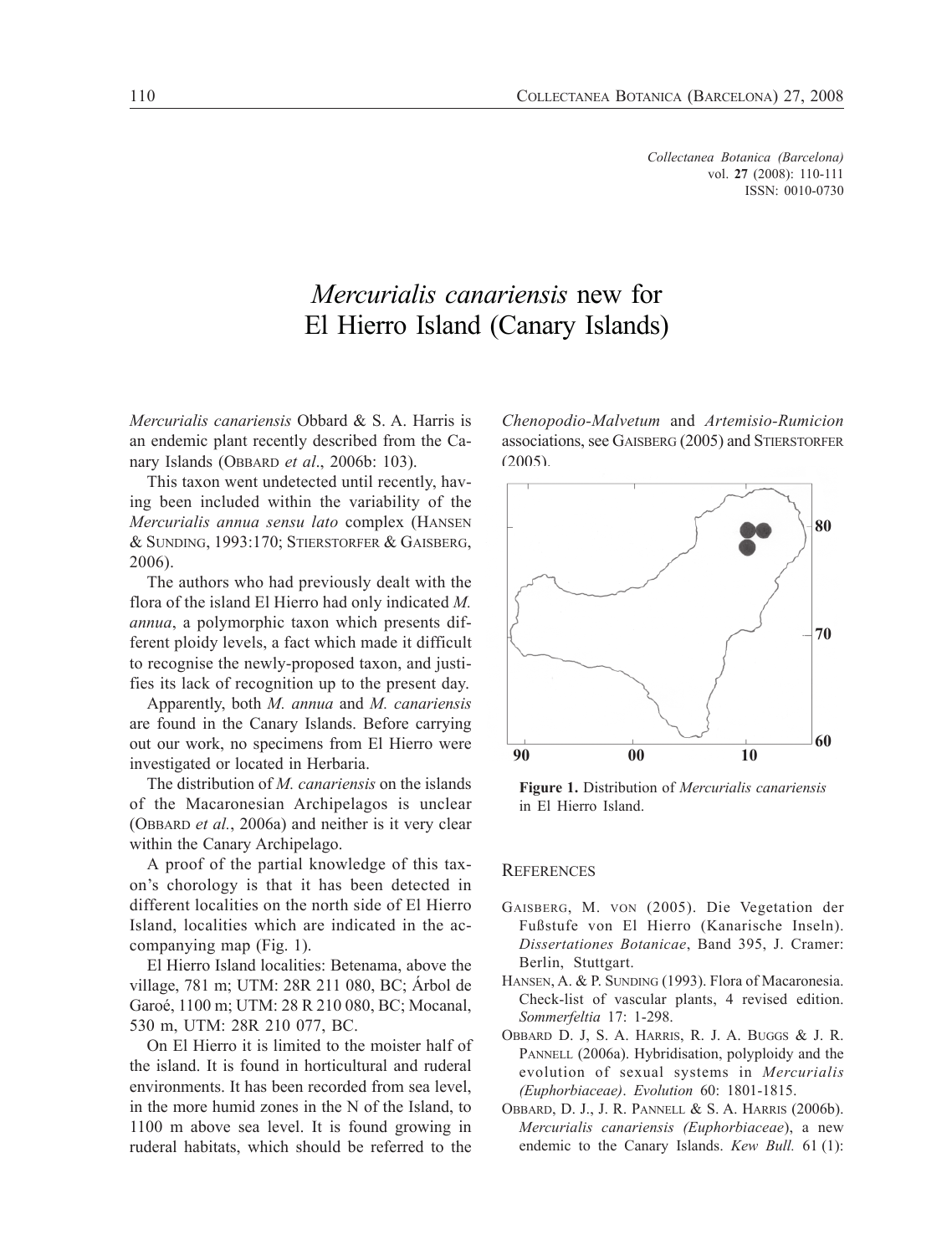*Collectanea Botanica (Barcelona)*
vol. **27** (2008): 110-111
ISSN: 0010-0730

# *Mercurialis canariensis* new for El Hierro Island (Canary Islands)

*Mercurialis canariensis* Obbard & S. A. Harris is an endemic plant recently described from the Canary Islands (Obbard *et al*., 2006b: 103).

This taxon went undetected until recently, having been included within the variability of the *Mercurialis annua sensu lato* complex (Hansen & Sunding, 1993:170; Stierstorfer & Gaisberg, 2006).

The authors who had previously dealt with the flora of the island El Hierro had only indicated *M. annua*, a polymorphic taxon which presents different ploidy levels, a fact which made it difficult to recognise the newly-proposed taxon, and justifies its lack of recognition up to the present day.

Apparently, both *M. annua* and *M. canariensis* are found in the Canary Islands. Before carrying out our work, no specimens from El Hierro were investigated or located in Herbaria.

The distribution of *M. canariensis* on the islands of the Macaronesian Archipelagos is unclear (Obbard *et al.*, 2006a) and neither is it very clear within the Canary Archipelago.

A proof of the partial knowledge of this taxon's chorology is that it has been detected in different localities on the north side of El Hierro Island, localities which are indicated in the accompanying map (Fig. 1).

El Hierro Island localities: Betenama, above the village, 781 m; UTM: 28R 211 080, BC; Árbol de Garoé, 1100 m; UTM: 28 R 210 080, BC; Mocanal, 530 m, UTM: 28R 210 077, BC.

On El Hierro it is limited to the moister half of the island. It is found in horticultural and ruderal environments. It has been recorded from sea level, in the more humid zones in the N of the Island, to 1100 m above sea level. It is found growing in ruderal habitats, which should be referred to the *Chenopodio-Malvetum* and *Artemisio-Rumicion* associations, see Gaisberg (2005) and Stierstorfer (2005).

**Figure 1.** Distribution of *Mercurialis canariensis* in El Hierro Island.

## References

Gaisberg, M. von (2005). Die Vegetation der Fußstufe von El Hierro (Kanarische Inseln). *Dissertationes Botanicae*, Band 395, J. Cramer: Berlin, Stuttgart.

Hansen, A. & P. Sunding (1993). Flora of Macaronesia. Check-list of vascular plants, 4 revised edition. *Sommerfeltia* 17: 1-298.

Obbard D. J, S. A. Harris, R. J. A. Buggs & J. R. Pannell (2006a). Hybridisation, polyploidy and the evolution of sexual systems in *Mercurialis (Euphorbiaceae)*. *Evolution* 60: 1801-1815.

Obbard, D. J., J. R. Pannell & S. A. Harris (2006b). *Mercurialis canariensis (Euphorbiaceae)*, a new endemic to the Canary Islands. *Kew Bull.* 61 (1):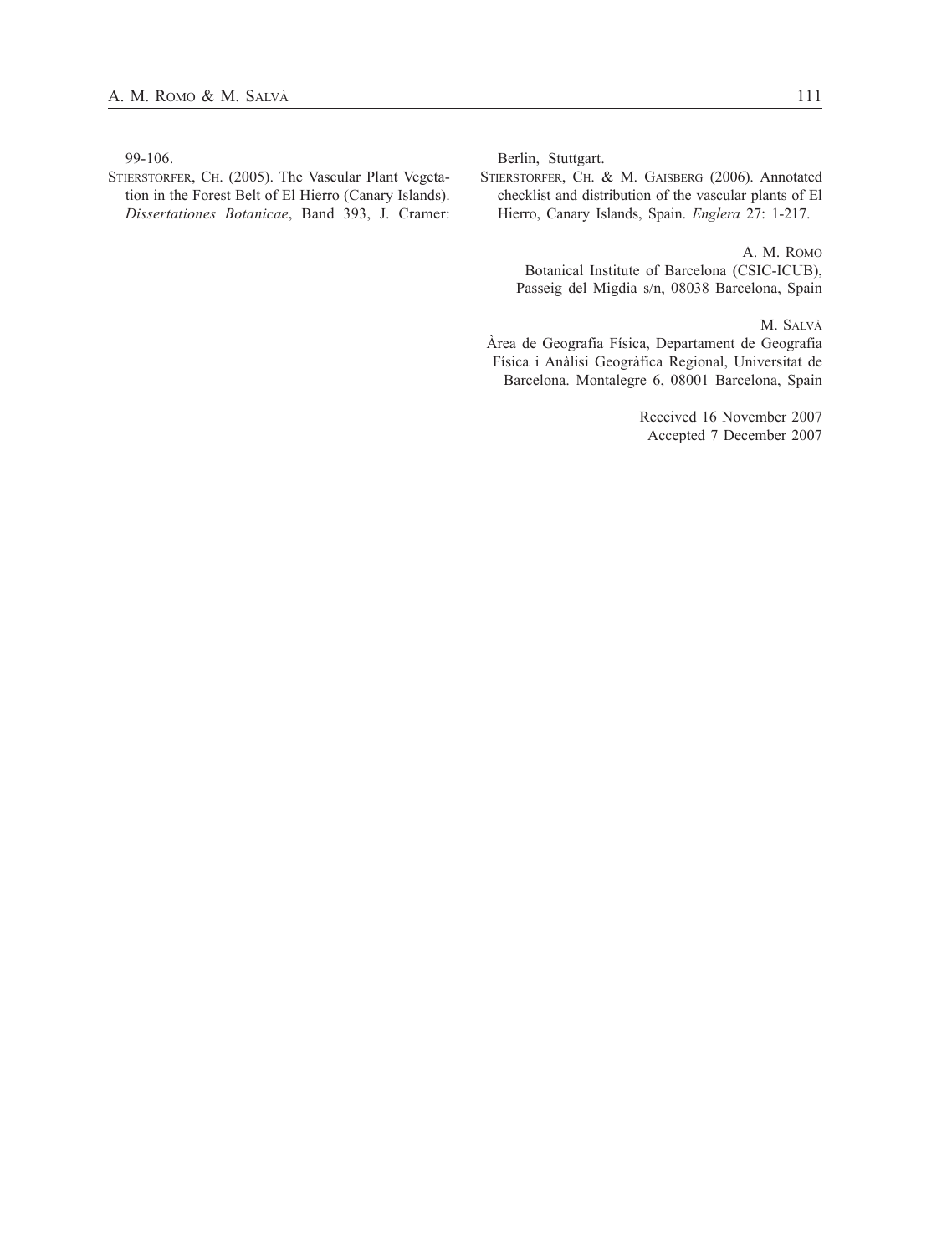99-106.

STIERSTORFER, CH. (2005). The Vascular Plant Vegetation in the Forest Belt of El Hierro (Canary Islands). *Dissertationes Botanicae*, Band 393, J. Cramer: Berlin, Stuttgart.

STIERSTORFER, CH. & M. GAISBERG (2006). Annotated checklist and distribution of the vascular plants of El Hierro, Canary Islands, Spain. *Englera* 27: 1-217.

A. M. ROMO
Botanical Institute of Barcelona (CSIC-ICUB), Passeig del Migdia s/n, 08038 Barcelona, Spain

M. SALVÀ
Àrea de Geografia Física, Departament de Geografia Física i Anàlisi Geogràfica Regional, Universitat de Barcelona. Montalegre 6, 08001 Barcelona, Spain

Received 16 November 2007
Accepted 7 December 2007